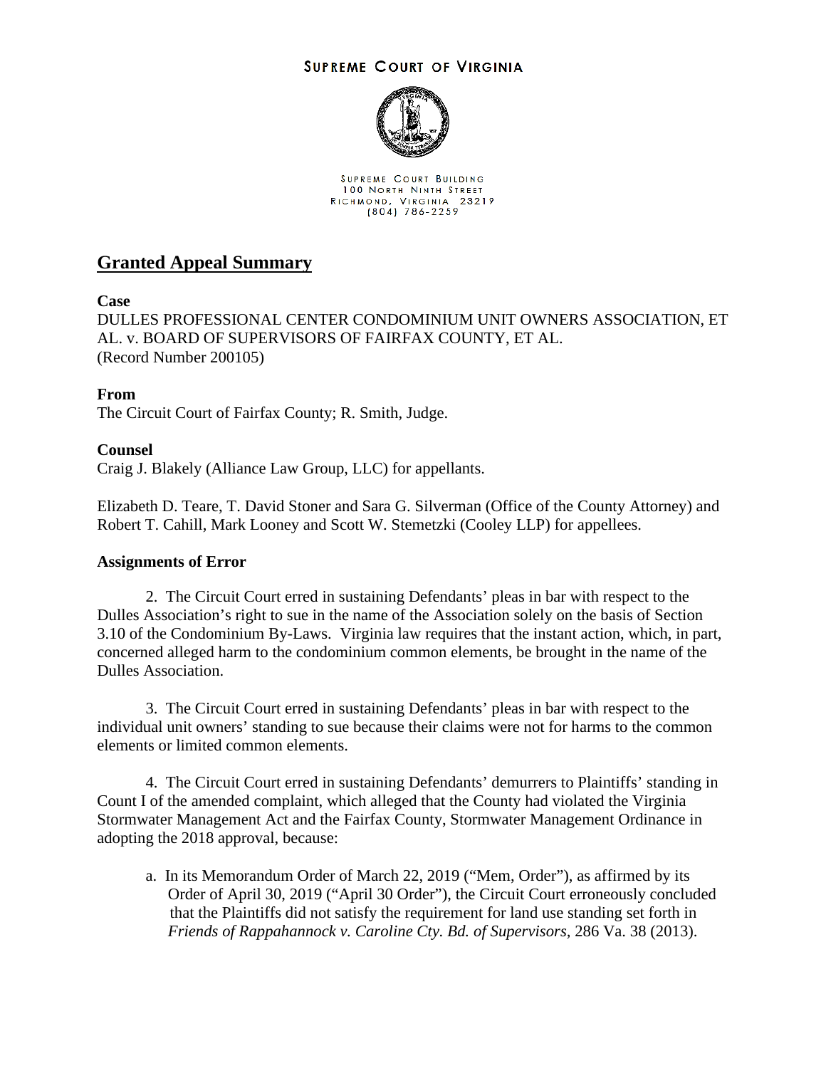SUPREME COURT OF VIRGINIA

SUPREME COURT BUILDING
100 NORTH NINTH STREET
RICHMOND, VIRGINIA 23219
(804) 786-2259

# Granted Appeal Summary

**Case**
DULLES PROFESSIONAL CENTER CONDOMINIUM UNIT OWNERS ASSOCIATION, ET AL. v. BOARD OF SUPERVISORS OF FAIRFAX COUNTY, ET AL.
(Record Number 200105)

**From**
The Circuit Court of Fairfax County; R. Smith, Judge.

**Counsel**
Craig J. Blakely (Alliance Law Group, LLC) for appellants.

Elizabeth D. Teare, T. David Stoner and Sara G. Silverman (Office of the County Attorney) and Robert T. Cahill, Mark Looney and Scott W. Stemetzki (Cooley LLP) for appellees.

**Assignments of Error**

2. The Circuit Court erred in sustaining Defendants' pleas in bar with respect to the Dulles Association's right to sue in the name of the Association solely on the basis of Section 3.10 of the Condominium By-Laws. Virginia law requires that the instant action, which, in part, concerned alleged harm to the condominium common elements, be brought in the name of the Dulles Association.

3. The Circuit Court erred in sustaining Defendants' pleas in bar with respect to the individual unit owners' standing to sue because their claims were not for harms to the common elements or limited common elements.

4. The Circuit Court erred in sustaining Defendants' demurrers to Plaintiffs' standing in Count I of the amended complaint, which alleged that the County had violated the Virginia Stormwater Management Act and the Fairfax County, Stormwater Management Ordinance in adopting the 2018 approval, because:

   a. In its Memorandum Order of March 22, 2019 ("Mem, Order"), as affirmed by its Order of April 30, 2019 ("April 30 Order"), the Circuit Court erroneously concluded that the Plaintiffs did not satisfy the requirement for land use standing set forth in *Friends of Rappahannock v. Caroline Cty. Bd. of Supervisors*, 286 Va. 38 (2013).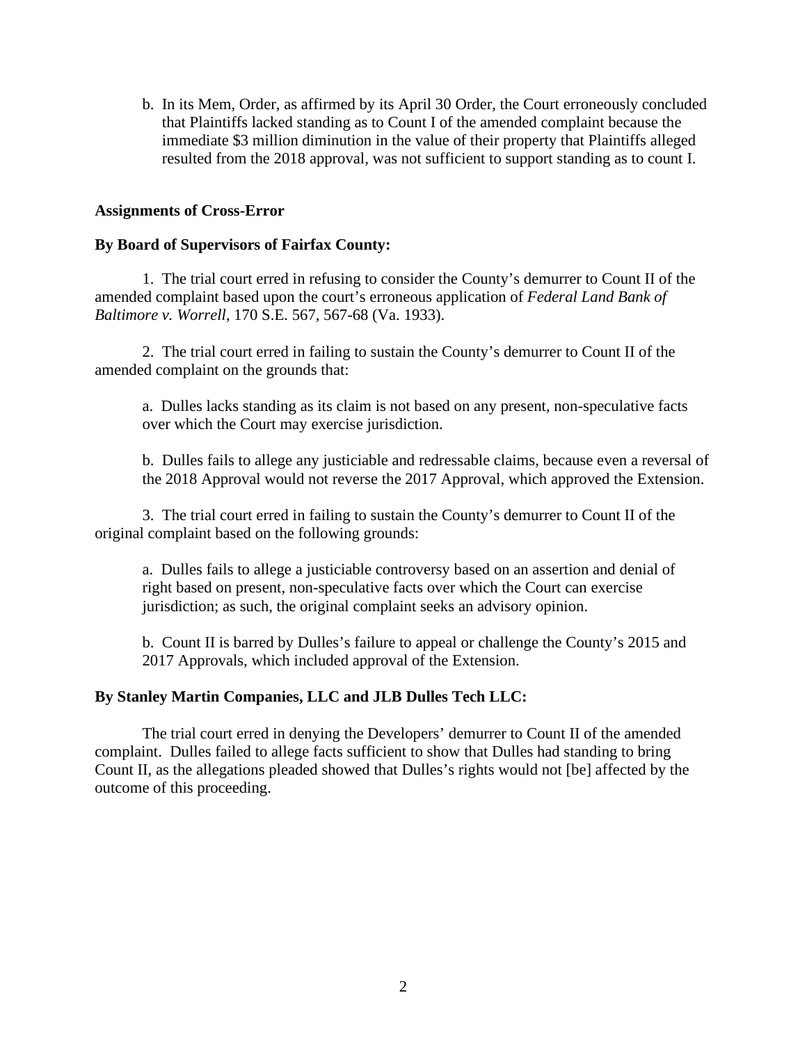b. In its Mem, Order, as affirmed by its April 30 Order, the Court erroneously concluded that Plaintiffs lacked standing as to Count I of the amended complaint because the immediate $3 million diminution in the value of their property that Plaintiffs alleged resulted from the 2018 approval, was not sufficient to support standing as to count I.

**Assignments of Cross-Error**

**By Board of Supervisors of Fairfax County:**

1. The trial court erred in refusing to consider the County's demurrer to Count II of the amended complaint based upon the court's erroneous application of *Federal Land Bank of Baltimore v. Worrell*, 170 S.E. 567, 567-68 (Va. 1933).

2. The trial court erred in failing to sustain the County's demurrer to Count II of the amended complaint on the grounds that:

a. Dulles lacks standing as its claim is not based on any present, non-speculative facts over which the Court may exercise jurisdiction.

b. Dulles fails to allege any justiciable and redressable claims, because even a reversal of the 2018 Approval would not reverse the 2017 Approval, which approved the Extension.

3. The trial court erred in failing to sustain the County's demurrer to Count II of the original complaint based on the following grounds:

a. Dulles fails to allege a justiciable controversy based on an assertion and denial of right based on present, non-speculative facts over which the Court can exercise jurisdiction; as such, the original complaint seeks an advisory opinion.

b. Count II is barred by Dulles's failure to appeal or challenge the County's 2015 and 2017 Approvals, which included approval of the Extension.

**By Stanley Martin Companies, LLC and JLB Dulles Tech LLC:**

The trial court erred in denying the Developers' demurrer to Count II of the amended complaint. Dulles failed to allege facts sufficient to show that Dulles had standing to bring Count II, as the allegations pleaded showed that Dulles's rights would not [be] affected by the outcome of this proceeding.